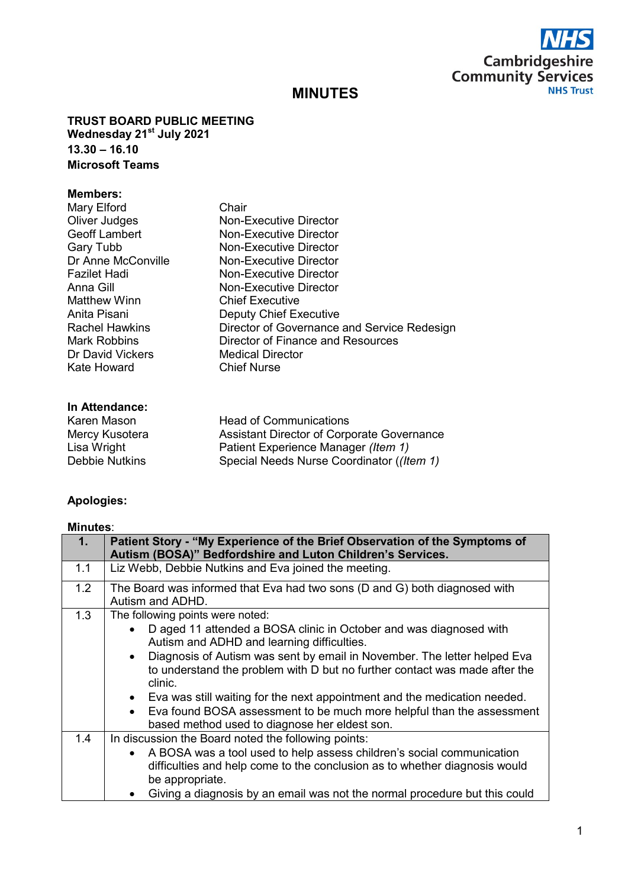# MINUTES

**TRUST BOARD PUBLIC MEETING**
**Wednesday 21st July 2021**
**13.30 – 16.10**
**Microsoft Teams**

**Members:**

| | |
|---|---|
| Mary Elford | Chair |
| Oliver Judges | Non-Executive Director |
| Geoff Lambert | Non-Executive Director |
| Gary Tubb | Non-Executive Director |
| Dr Anne McConville | Non-Executive Director |
| Fazilet Hadi | Non-Executive Director |
| Anna Gill | Non-Executive Director |
| Matthew Winn | Chief Executive |
| Anita Pisani | Deputy Chief Executive |
| Rachel Hawkins | Director of Governance and Service Redesign |
| Mark Robbins | Director of Finance and Resources |
| Dr David Vickers | Medical Director |
| Kate Howard | Chief Nurse |

**In Attendance:**

| | |
|---|---|
| Karen Mason | Head of Communications |
| Mercy Kusotera | Assistant Director of Corporate Governance |
| Lisa Wright | Patient Experience Manager *(Item 1)* |
| Debbie Nutkins | Special Needs Nurse Coordinator ((*Item 1)* |

**Apologies:**

**Minutes**:

| **1.** | **Patient Story - "My Experience of the Brief Observation of the Symptoms of Autism (BOSA)" Bedfordshire and Luton Children's Services.** |
|---|---|
| 1.1 | Liz Webb, Debbie Nutkins and Eva joined the meeting. |
| 1.2 | The Board was informed that Eva had two sons (D and G) both diagnosed with Autism and ADHD. |
| 1.3 | The following points were noted:<br>• D aged 11 attended a BOSA clinic in October and was diagnosed with Autism and ADHD and learning difficulties.<br>• Diagnosis of Autism was sent by email in November. The letter helped Eva to understand the problem with D but no further contact was made after the clinic.<br>• Eva was still waiting for the next appointment and the medication needed.<br>• Eva found BOSA assessment to be much more helpful than the assessment based method used to diagnose her eldest son. |
| 1.4 | In discussion the Board noted the following points:<br>• A BOSA was a tool used to help assess children's social communication difficulties and help come to the conclusion as to whether diagnosis would be appropriate.<br>• Giving a diagnosis by an email was not the normal procedure but this could |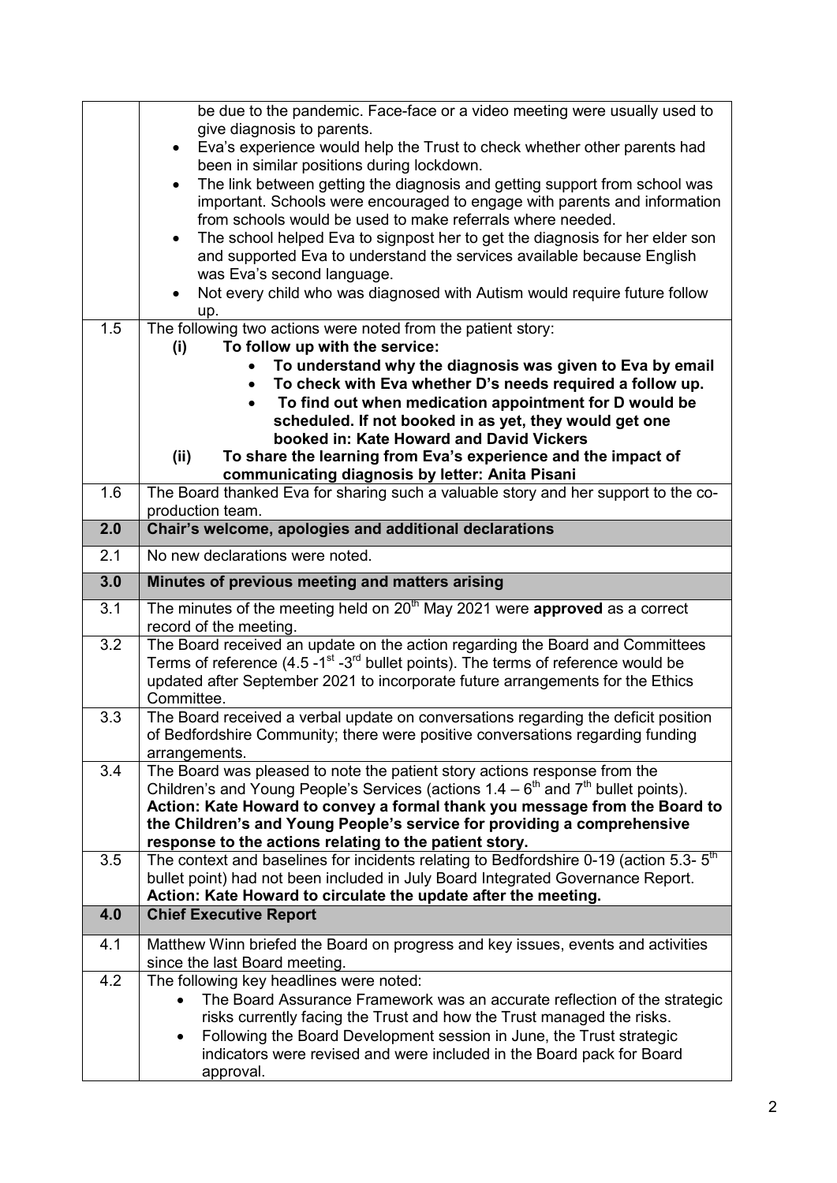| | |
|---|---|
| | be due to the pandemic. Face-face or a video meeting were usually used to give diagnosis to parents.<br>• Eva's experience would help the Trust to check whether other parents had been in similar positions during lockdown.<br>• The link between getting the diagnosis and getting support from school was important. Schools were encouraged to engage with parents and information from schools would be used to make referrals where needed.<br>• The school helped Eva to signpost her to get the diagnosis for her elder son and supported Eva to understand the services available because English was Eva's second language.<br>• Not every child who was diagnosed with Autism would require future follow up. |
| 1.5 | The following two actions were noted from the patient story:<br>**(i) To follow up with the service:**<br>• **To understand why the diagnosis was given to Eva by email**<br>• **To check with Eva whether D's needs required a follow up.**<br>• **To find out when medication appointment for D would be scheduled. If not booked in as yet, they would get one booked in: Kate Howard and David Vickers**<br>**(ii) To share the learning from Eva's experience and the impact of communicating diagnosis by letter: Anita Pisani** |
| 1.6 | The Board thanked Eva for sharing such a valuable story and her support to the co-production team. |
| **2.0** | **Chair's welcome, apologies and additional declarations** |
| 2.1 | No new declarations were noted. |
| **3.0** | **Minutes of previous meeting and matters arising** |
| 3.1 | The minutes of the meeting held on 20th May 2021 were **approved** as a correct record of the meeting. |
| 3.2 | The Board received an update on the action regarding the Board and Committees Terms of reference (4.5 -1st -3rd bullet points). The terms of reference would be updated after September 2021 to incorporate future arrangements for the Ethics Committee. |
| 3.3 | The Board received a verbal update on conversations regarding the deficit position of Bedfordshire Community; there were positive conversations regarding funding arrangements. |
| 3.4 | The Board was pleased to note the patient story actions response from the Children's and Young People's Services (actions 1.4 – 6th and 7th bullet points).<br>**Action: Kate Howard to convey a formal thank you message from the Board to the Children's and Young People's service for providing a comprehensive response to the actions relating to the patient story.** |
| 3.5 | The context and baselines for incidents relating to Bedfordshire 0-19 (action 5.3- 5th bullet point) had not been included in July Board Integrated Governance Report.<br>**Action: Kate Howard to circulate the update after the meeting.** |
| **4.0** | **Chief Executive Report** |
| 4.1 | Matthew Winn briefed the Board on progress and key issues, events and activities since the last Board meeting. |
| 4.2 | The following key headlines were noted:<br>• The Board Assurance Framework was an accurate reflection of the strategic risks currently facing the Trust and how the Trust managed the risks.<br>• Following the Board Development session in June, the Trust strategic indicators were revised and were included in the Board pack for Board approval. |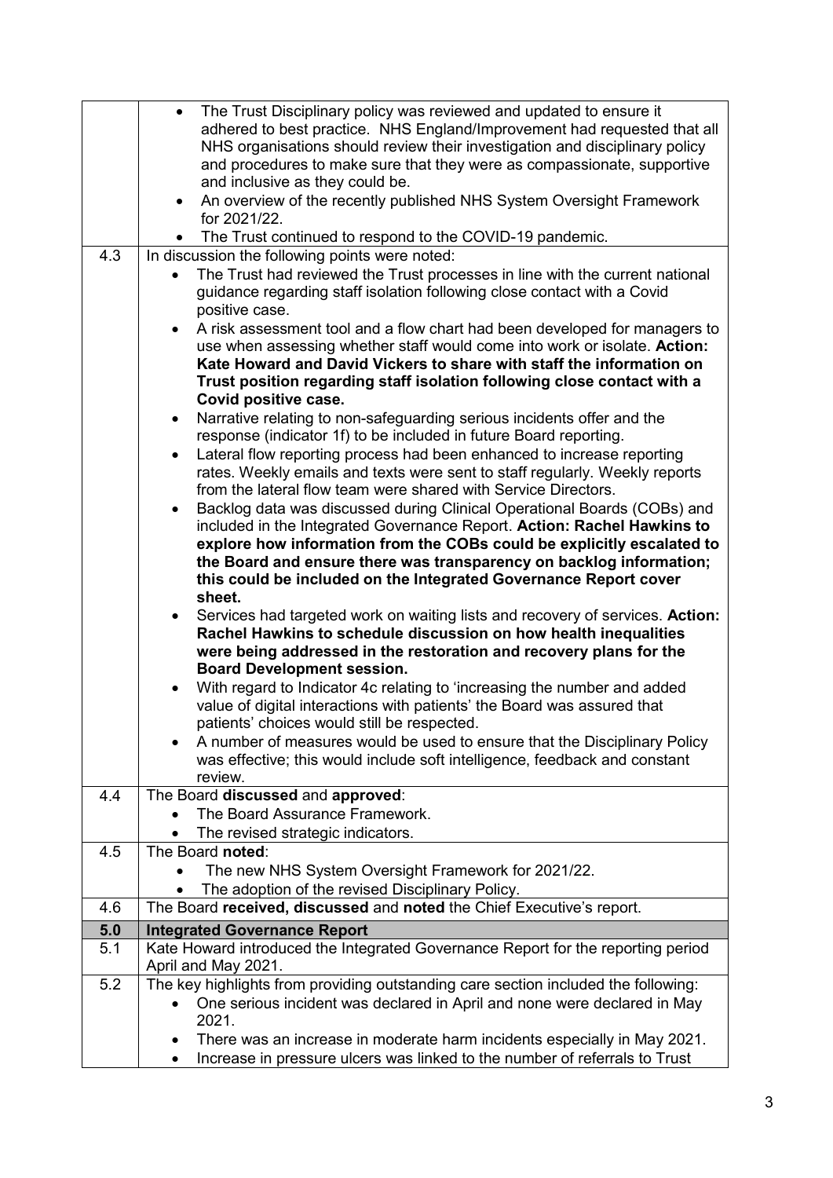|  |  |
| --- | --- |
|  | - The Trust Disciplinary policy was reviewed and updated to ensure it adhered to best practice. NHS England/Improvement had requested that all NHS organisations should review their investigation and disciplinary policy and procedures to make sure that they were as compassionate, supportive and inclusive as they could be.<br>- An overview of the recently published NHS System Oversight Framework for 2021/22.<br>- The Trust continued to respond to the COVID-19 pandemic. |
| 4.3 | In discussion the following points were noted:<br>- The Trust had reviewed the Trust processes in line with the current national guidance regarding staff isolation following close contact with a Covid positive case.<br>- A risk assessment tool and a flow chart had been developed for managers to use when assessing whether staff would come into work or isolate. **Action: Kate Howard and David Vickers to share with staff the information on Trust position regarding staff isolation following close contact with a Covid positive case.**<br>- Narrative relating to non-safeguarding serious incidents offer and the response (indicator 1f) to be included in future Board reporting.<br>- Lateral flow reporting process had been enhanced to increase reporting rates. Weekly emails and texts were sent to staff regularly. Weekly reports from the lateral flow team were shared with Service Directors.<br>- Backlog data was discussed during Clinical Operational Boards (COBs) and included in the Integrated Governance Report. **Action: Rachel Hawkins to explore how information from the COBs could be explicitly escalated to the Board and ensure there was transparency on backlog information; this could be included on the Integrated Governance Report cover sheet.**<br>- Services had targeted work on waiting lists and recovery of services. **Action: Rachel Hawkins to schedule discussion on how health inequalities were being addressed in the restoration and recovery plans for the Board Development session.**<br>- With regard to Indicator 4c relating to 'increasing the number and added value of digital interactions with patients' the Board was assured that patients' choices would still be respected.<br>- A number of measures would be used to ensure that the Disciplinary Policy was effective; this would include soft intelligence, feedback and constant review. |
| 4.4 | The Board **discussed** and **approved**:<br>- The Board Assurance Framework.<br>- The revised strategic indicators. |
| 4.5 | The Board **noted**:<br>- The new NHS System Oversight Framework for 2021/22.<br>- The adoption of the revised Disciplinary Policy. |
| 4.6 | The Board **received, discussed** and **noted** the Chief Executive's report. |
| **5.0** | **Integrated Governance Report** |
| 5.1 | Kate Howard introduced the Integrated Governance Report for the reporting period April and May 2021. |
| 5.2 | The key highlights from providing outstanding care section included the following:<br>- One serious incident was declared in April and none were declared in May 2021.<br>- There was an increase in moderate harm incidents especially in May 2021.<br>- Increase in pressure ulcers was linked to the number of referrals to Trust |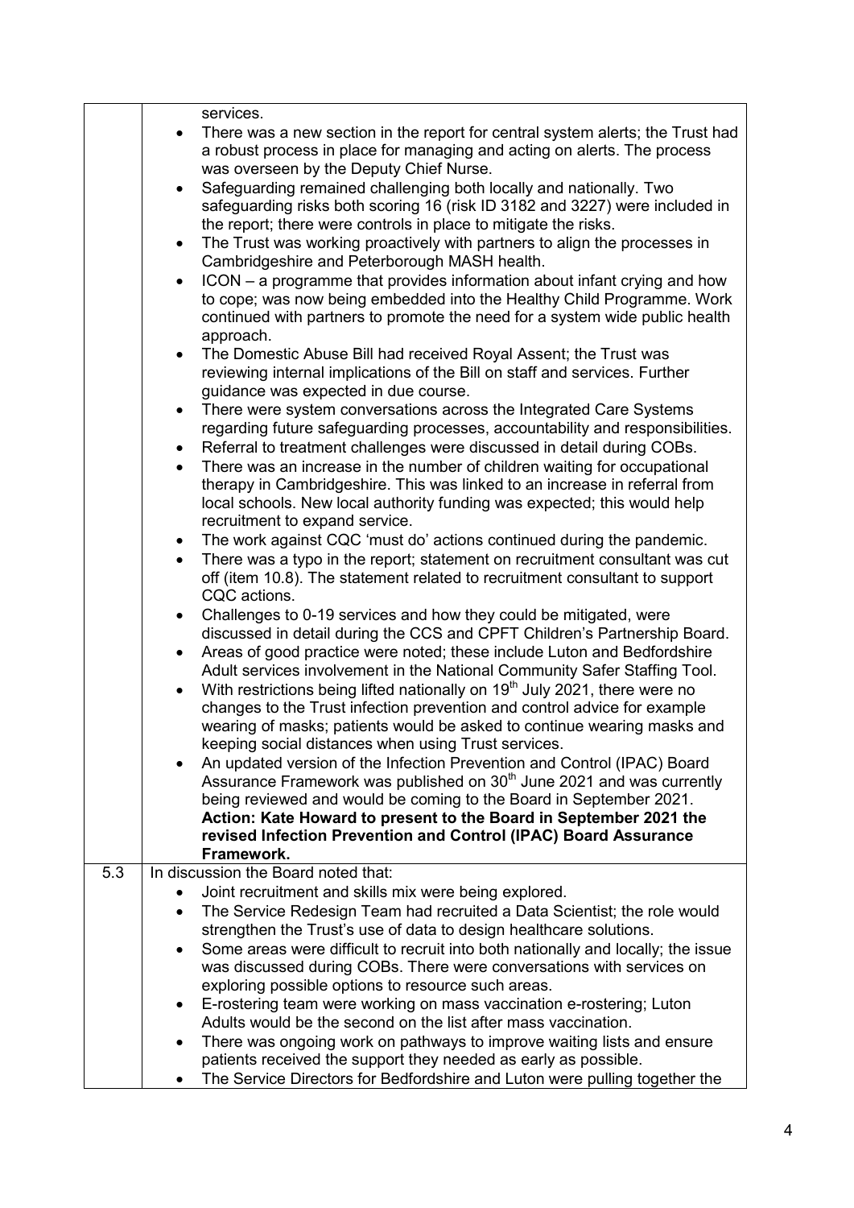| | |
|---|---|
| | services.<br>• There was a new section in the report for central system alerts; the Trust had a robust process in place for managing and acting on alerts. The process was overseen by the Deputy Chief Nurse.<br>• Safeguarding remained challenging both locally and nationally. Two safeguarding risks both scoring 16 (risk ID 3182 and 3227) were included in the report; there were controls in place to mitigate the risks.<br>• The Trust was working proactively with partners to align the processes in Cambridgeshire and Peterborough MASH health.<br>• ICON – a programme that provides information about infant crying and how to cope; was now being embedded into the Healthy Child Programme. Work continued with partners to promote the need for a system wide public health approach.<br>• The Domestic Abuse Bill had received Royal Assent; the Trust was reviewing internal implications of the Bill on staff and services. Further guidance was expected in due course.<br>• There were system conversations across the Integrated Care Systems regarding future safeguarding processes, accountability and responsibilities.<br>• Referral to treatment challenges were discussed in detail during COBs.<br>• There was an increase in the number of children waiting for occupational therapy in Cambridgeshire. This was linked to an increase in referral from local schools. New local authority funding was expected; this would help recruitment to expand service.<br>• The work against CQC 'must do' actions continued during the pandemic.<br>• There was a typo in the report; statement on recruitment consultant was cut off (item 10.8). The statement related to recruitment consultant to support CQC actions.<br>• Challenges to 0-19 services and how they could be mitigated, were discussed in detail during the CCS and CPFT Children's Partnership Board.<br>• Areas of good practice were noted; these include Luton and Bedfordshire Adult services involvement in the National Community Safer Staffing Tool.<br>• With restrictions being lifted nationally on 19th July 2021, there were no changes to the Trust infection prevention and control advice for example wearing of masks; patients would be asked to continue wearing masks and keeping social distances when using Trust services.<br>• An updated version of the Infection Prevention and Control (IPAC) Board Assurance Framework was published on 30th June 2021 and was currently being reviewed and would be coming to the Board in September 2021.<br>**Action: Kate Howard to present to the Board in September 2021 the revised Infection Prevention and Control (IPAC) Board Assurance Framework.** |
| 5.3 | In discussion the Board noted that:<br>• Joint recruitment and skills mix were being explored.<br>• The Service Redesign Team had recruited a Data Scientist; the role would strengthen the Trust's use of data to design healthcare solutions.<br>• Some areas were difficult to recruit into both nationally and locally; the issue was discussed during COBs. There were conversations with services on exploring possible options to resource such areas.<br>• E-rostering team were working on mass vaccination e-rostering; Luton Adults would be the second on the list after mass vaccination.<br>• There was ongoing work on pathways to improve waiting lists and ensure patients received the support they needed as early as possible.<br>• The Service Directors for Bedfordshire and Luton were pulling together the |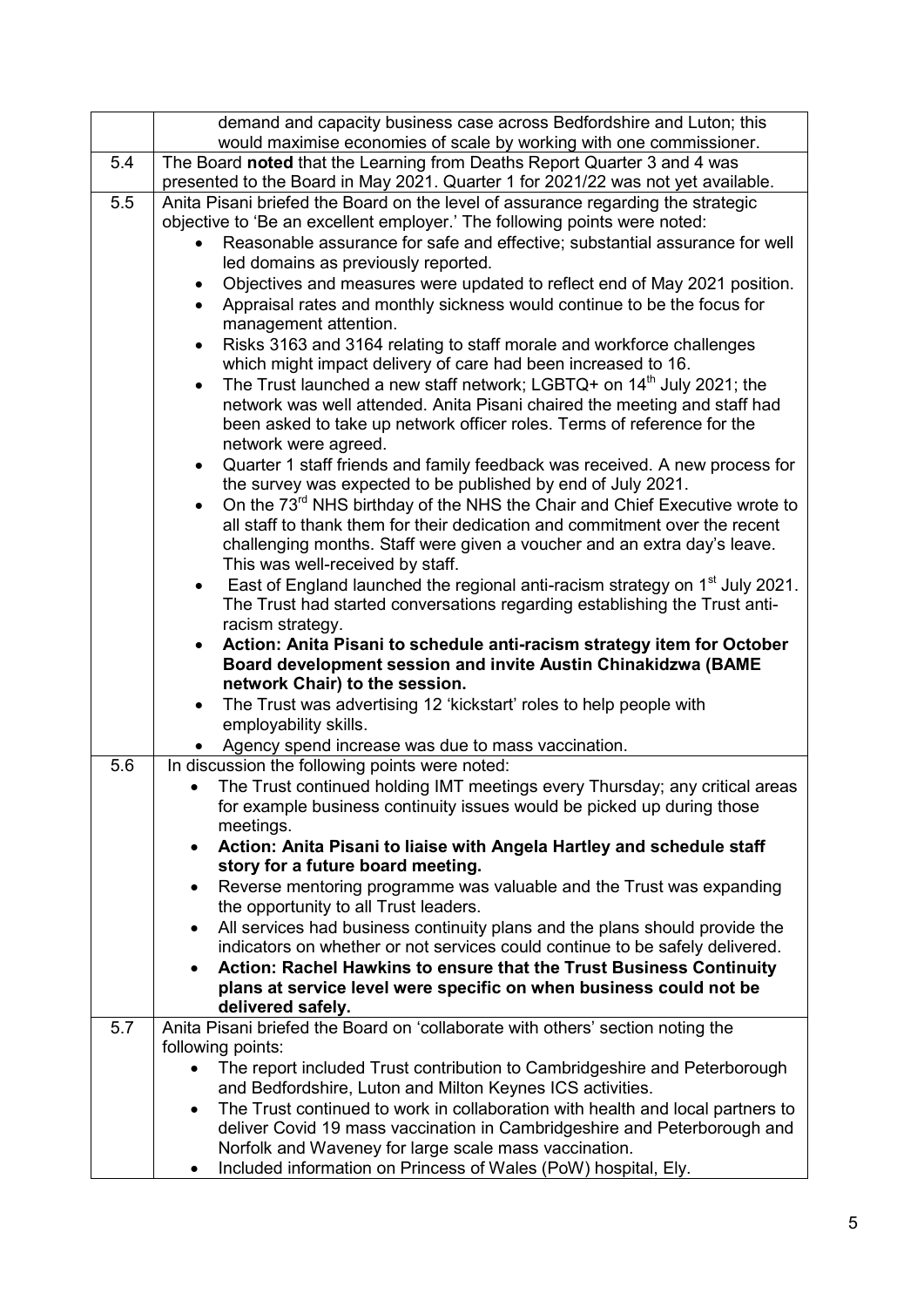| | |
|---|---|
| | demand and capacity business case across Bedfordshire and Luton; this would maximise economies of scale by working with one commissioner. |
| 5.4 | The Board **noted** that the Learning from Deaths Report Quarter 3 and 4 was presented to the Board in May 2021. Quarter 1 for 2021/22 was not yet available. |
| 5.5 | Anita Pisani briefed the Board on the level of assurance regarding the strategic objective to 'Be an excellent employer.' The following points were noted:<br>• Reasonable assurance for safe and effective; substantial assurance for well led domains as previously reported.<br>• Objectives and measures were updated to reflect end of May 2021 position.<br>• Appraisal rates and monthly sickness would continue to be the focus for management attention.<br>• Risks 3163 and 3164 relating to staff morale and workforce challenges which might impact delivery of care had been increased to 16.<br>• The Trust launched a new staff network; LGBTQ+ on 14th July 2021; the network was well attended. Anita Pisani chaired the meeting and staff had been asked to take up network officer roles. Terms of reference for the network were agreed.<br>• Quarter 1 staff friends and family feedback was received. A new process for the survey was expected to be published by end of July 2021.<br>• On the 73rd NHS birthday of the NHS the Chair and Chief Executive wrote to all staff to thank them for their dedication and commitment over the recent challenging months. Staff were given a voucher and an extra day's leave. This was well-received by staff.<br>• East of England launched the regional anti-racism strategy on 1st July 2021. The Trust had started conversations regarding establishing the Trust anti-racism strategy.<br>• **Action: Anita Pisani to schedule anti-racism strategy item for October Board development session and invite Austin Chinakidzwa (BAME network Chair) to the session.**<br>• The Trust was advertising 12 'kickstart' roles to help people with employability skills.<br>• Agency spend increase was due to mass vaccination. |
| 5.6 | In discussion the following points were noted:<br>• The Trust continued holding IMT meetings every Thursday; any critical areas for example business continuity issues would be picked up during those meetings.<br>• **Action: Anita Pisani to liaise with Angela Hartley and schedule staff story for a future board meeting.**<br>• Reverse mentoring programme was valuable and the Trust was expanding the opportunity to all Trust leaders.<br>• All services had business continuity plans and the plans should provide the indicators on whether or not services could continue to be safely delivered.<br>• **Action: Rachel Hawkins to ensure that the Trust Business Continuity plans at service level were specific on when business could not be delivered safely.** |
| 5.7 | Anita Pisani briefed the Board on 'collaborate with others' section noting the following points:<br>• The report included Trust contribution to Cambridgeshire and Peterborough and Bedfordshire, Luton and Milton Keynes ICS activities.<br>• The Trust continued to work in collaboration with health and local partners to deliver Covid 19 mass vaccination in Cambridgeshire and Peterborough and Norfolk and Waveney for large scale mass vaccination.<br>• Included information on Princess of Wales (PoW) hospital, Ely. |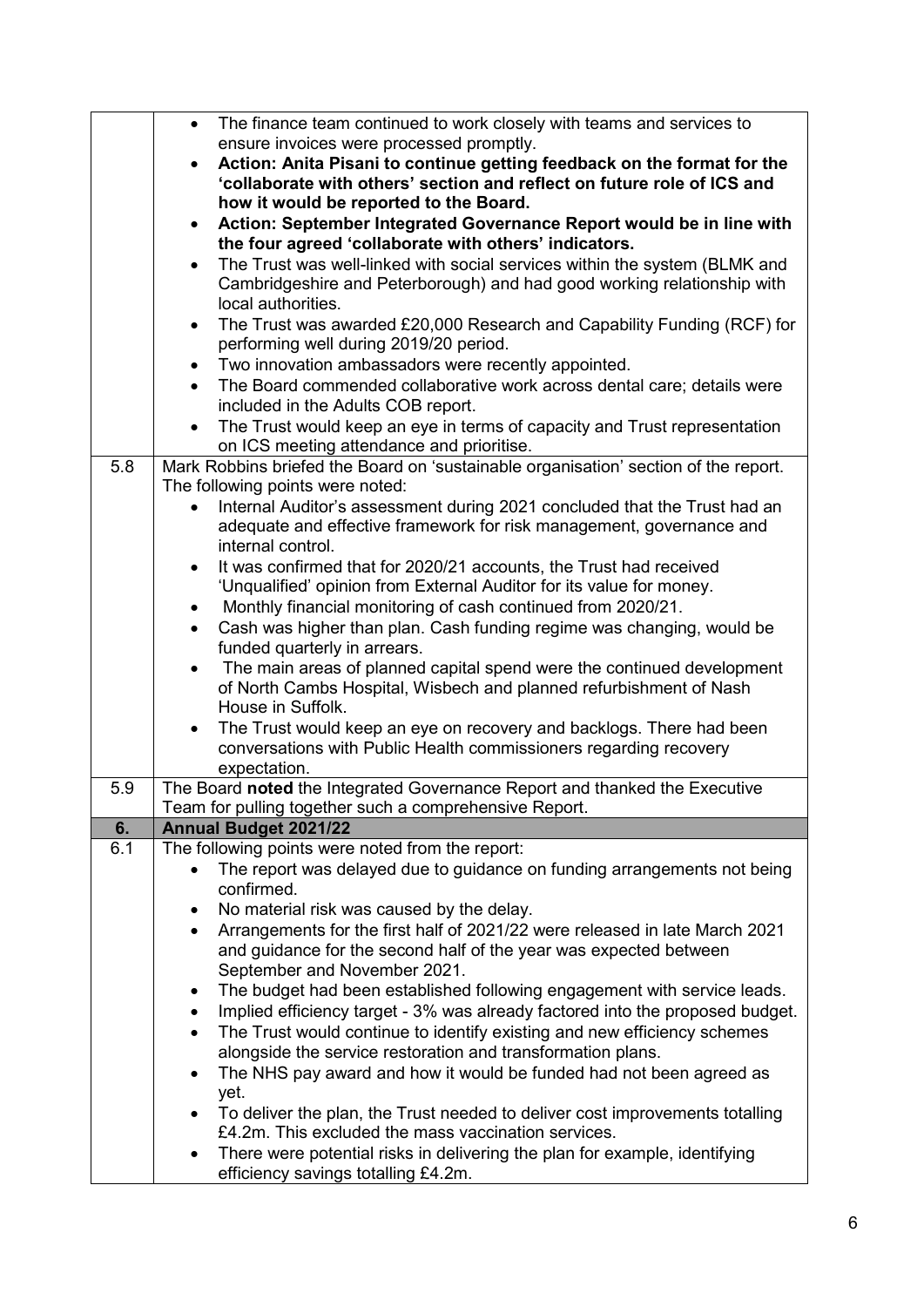| | |
|---|---|
| | • The finance team continued to work closely with teams and services to ensure invoices were processed promptly.<br>• **Action: Anita Pisani to continue getting feedback on the format for the 'collaborate with others' section and reflect on future role of ICS and how it would be reported to the Board.**<br>• **Action: September Integrated Governance Report would be in line with the four agreed 'collaborate with others' indicators.**<br>• The Trust was well-linked with social services within the system (BLMK and Cambridgeshire and Peterborough) and had good working relationship with local authorities.<br>• The Trust was awarded £20,000 Research and Capability Funding (RCF) for performing well during 2019/20 period.<br>• Two innovation ambassadors were recently appointed.<br>• The Board commended collaborative work across dental care; details were included in the Adults COB report.<br>• The Trust would keep an eye in terms of capacity and Trust representation on ICS meeting attendance and prioritise. |
| 5.8 | Mark Robbins briefed the Board on 'sustainable organisation' section of the report. The following points were noted:<br>• Internal Auditor's assessment during 2021 concluded that the Trust had an adequate and effective framework for risk management, governance and internal control.<br>• It was confirmed that for 2020/21 accounts, the Trust had received 'Unqualified' opinion from External Auditor for its value for money.<br>• Monthly financial monitoring of cash continued from 2020/21.<br>• Cash was higher than plan. Cash funding regime was changing, would be funded quarterly in arrears.<br>• The main areas of planned capital spend were the continued development of North Cambs Hospital, Wisbech and planned refurbishment of Nash House in Suffolk.<br>• The Trust would keep an eye on recovery and backlogs. There had been conversations with Public Health commissioners regarding recovery expectation. |
| 5.9 | The Board **noted** the Integrated Governance Report and thanked the Executive Team for pulling together such a comprehensive Report. |
| **6.** | **Annual Budget 2021/22** |
| 6.1 | The following points were noted from the report:<br>• The report was delayed due to guidance on funding arrangements not being confirmed.<br>• No material risk was caused by the delay.<br>• Arrangements for the first half of 2021/22 were released in late March 2021 and guidance for the second half of the year was expected between September and November 2021.<br>• The budget had been established following engagement with service leads.<br>• Implied efficiency target - 3% was already factored into the proposed budget.<br>• The Trust would continue to identify existing and new efficiency schemes alongside the service restoration and transformation plans.<br>• The NHS pay award and how it would be funded had not been agreed as yet.<br>• To deliver the plan, the Trust needed to deliver cost improvements totalling £4.2m. This excluded the mass vaccination services.<br>• There were potential risks in delivering the plan for example, identifying efficiency savings totalling £4.2m. |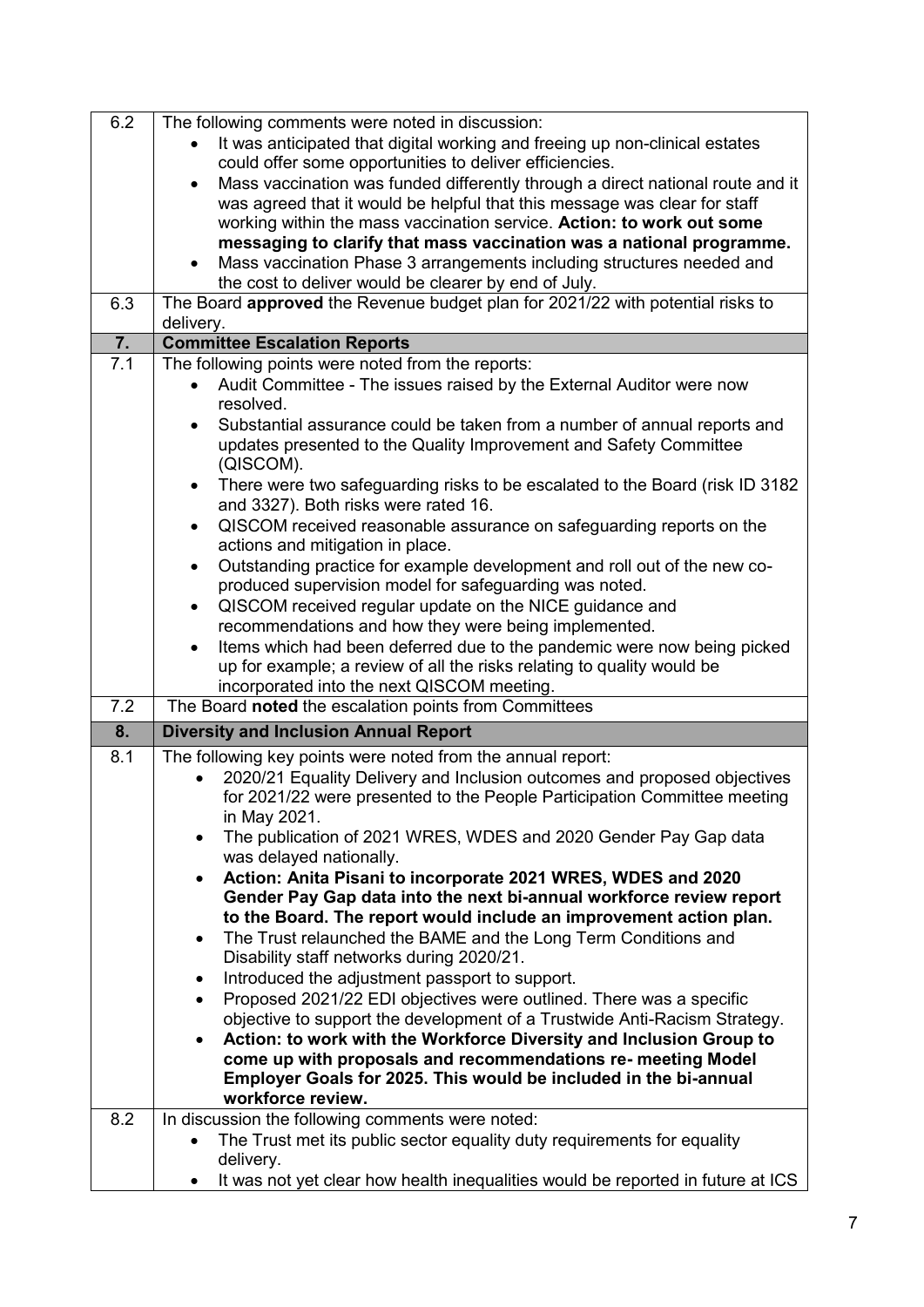| | |
|---|---|
| 6.2 | The following comments were noted in discussion:<br>• It was anticipated that digital working and freeing up non-clinical estates could offer some opportunities to deliver efficiencies.<br>• Mass vaccination was funded differently through a direct national route and it was agreed that it would be helpful that this message was clear for staff working within the mass vaccination service. **Action: to work out some messaging to clarify that mass vaccination was a national programme.**<br>• Mass vaccination Phase 3 arrangements including structures needed and the cost to deliver would be clearer by end of July. |
| 6.3 | The Board **approved** the Revenue budget plan for 2021/22 with potential risks to delivery. |
| **7.** | **Committee Escalation Reports** |
| 7.1 | The following points were noted from the reports:<br>• Audit Committee - The issues raised by the External Auditor were now resolved.<br>• Substantial assurance could be taken from a number of annual reports and updates presented to the Quality Improvement and Safety Committee (QISCOM).<br>• There were two safeguarding risks to be escalated to the Board (risk ID 3182 and 3327). Both risks were rated 16.<br>• QISCOM received reasonable assurance on safeguarding reports on the actions and mitigation in place.<br>• Outstanding practice for example development and roll out of the new co-produced supervision model for safeguarding was noted.<br>• QISCOM received regular update on the NICE guidance and recommendations and how they were being implemented.<br>• Items which had been deferred due to the pandemic were now being picked up for example; a review of all the risks relating to quality would be incorporated into the next QISCOM meeting. |
| 7.2 | The Board **noted** the escalation points from Committees |
| **8.** | **Diversity and Inclusion Annual Report** |
| 8.1 | The following key points were noted from the annual report:<br>• 2020/21 Equality Delivery and Inclusion outcomes and proposed objectives for 2021/22 were presented to the People Participation Committee meeting in May 2021.<br>• The publication of 2021 WRES, WDES and 2020 Gender Pay Gap data was delayed nationally.<br>• **Action: Anita Pisani to incorporate 2021 WRES, WDES and 2020 Gender Pay Gap data into the next bi-annual workforce review report to the Board. The report would include an improvement action plan.**<br>• The Trust relaunched the BAME and the Long Term Conditions and Disability staff networks during 2020/21.<br>• Introduced the adjustment passport to support.<br>• Proposed 2021/22 EDI objectives were outlined. There was a specific objective to support the development of a Trustwide Anti-Racism Strategy.<br>• **Action: to work with the Workforce Diversity and Inclusion Group to come up with proposals and recommendations re- meeting Model Employer Goals for 2025. This would be included in the bi-annual workforce review.** |
| 8.2 | In discussion the following comments were noted:<br>• The Trust met its public sector equality duty requirements for equality delivery.<br>• It was not yet clear how health inequalities would be reported in future at ICS |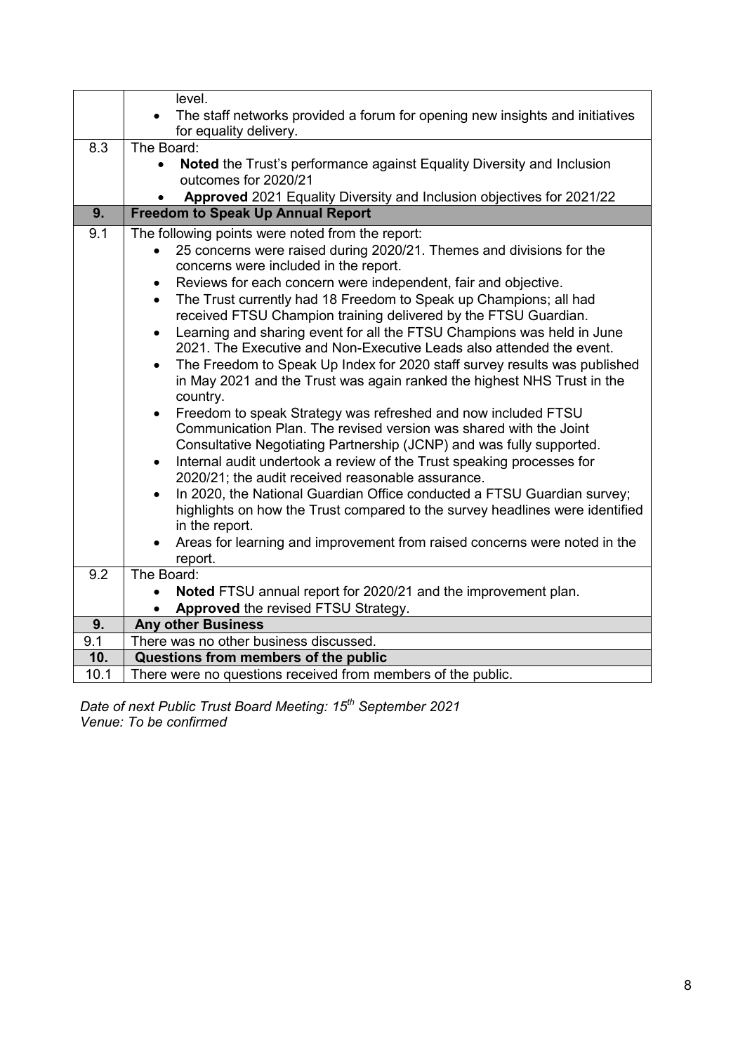| | |
|---|---|
| | level.<br>• The staff networks provided a forum for opening new insights and initiatives for equality delivery. |
| 8.3 | The Board:<br>• **Noted** the Trust's performance against Equality Diversity and Inclusion outcomes for 2020/21<br>• **Approved** 2021 Equality Diversity and Inclusion objectives for 2021/22 |
| **9.** | **Freedom to Speak Up Annual Report** |
| 9.1 | The following points were noted from the report:<br>• 25 concerns were raised during 2020/21. Themes and divisions for the concerns were included in the report.<br>• Reviews for each concern were independent, fair and objective.<br>• The Trust currently had 18 Freedom to Speak up Champions; all had received FTSU Champion training delivered by the FTSU Guardian.<br>• Learning and sharing event for all the FTSU Champions was held in June 2021. The Executive and Non-Executive Leads also attended the event.<br>• The Freedom to Speak Up Index for 2020 staff survey results was published in May 2021 and the Trust was again ranked the highest NHS Trust in the country.<br>• Freedom to speak Strategy was refreshed and now included FTSU Communication Plan. The revised version was shared with the Joint Consultative Negotiating Partnership (JCNP) and was fully supported.<br>• Internal audit undertook a review of the Trust speaking processes for 2020/21; the audit received reasonable assurance.<br>• In 2020, the National Guardian Office conducted a FTSU Guardian survey; highlights on how the Trust compared to the survey headlines were identified in the report.<br>• Areas for learning and improvement from raised concerns were noted in the report. |
| 9.2 | The Board:<br>• **Noted** FTSU annual report for 2020/21 and the improvement plan.<br>• **Approved** the revised FTSU Strategy. |
| **9.** | **Any other Business** |
| 9.1 | There was no other business discussed. |
| **10.** | **Questions from members of the public** |
| 10.1 | There were no questions received from members of the public. |

*Date of next Public Trust Board Meeting: 15th September 2021*
*Venue: To be confirmed*